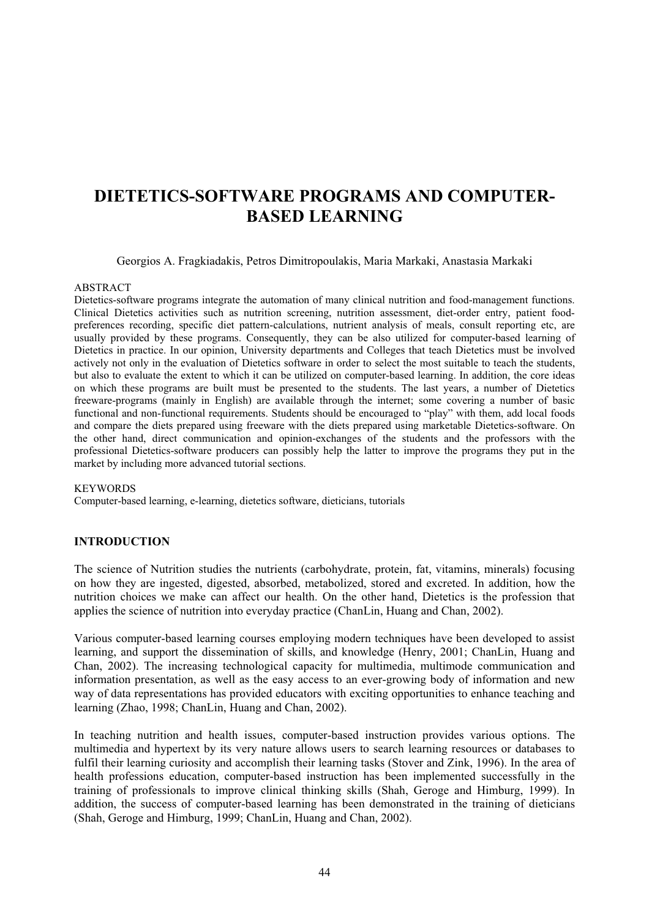# DIETETICS-SOFTWARE PROGRAMS AND COMPUTER-BASED LEARNING

Georgios A. Fragkiadakis, Petros Dimitropoulakis, Maria Markaki, Anastasia Markaki

ABSTRACT

Dietetics-software programs integrate the automation of many clinical nutrition and food-management functions. Clinical Dietetics activities such as nutrition screening, nutrition assessment, diet-order entry, patient food-preferences recording, specific diet pattern-calculations, nutrient analysis of meals, consult reporting etc, are usually provided by these programs. Consequently, they can be also utilized for computer-based learning of Dietetics in practice. In our opinion, University departments and Colleges that teach Dietetics must be involved actively not only in the evaluation of Dietetics software in order to select the most suitable to teach the students, but also to evaluate the extent to which it can be utilized on computer-based learning. In addition, the core ideas on which these programs are built must be presented to the students. The last years, a number of Dietetics freeware-programs (mainly in English) are available through the internet; some covering a number of basic functional and non-functional requirements. Students should be encouraged to "play" with them, add local foods and compare the diets prepared using freeware with the diets prepared using marketable Dietetics-software. On the other hand, direct communication and opinion-exchanges of the students and the professors with the professional Dietetics-software producers can possibly help the latter to improve the programs they put in the market by including more advanced tutorial sections.

KEYWORDS

Computer-based learning, e-learning, dietetics software, dieticians, tutorials

## INTRODUCTION

The science of Nutrition studies the nutrients (carbohydrate, protein, fat, vitamins, minerals) focusing on how they are ingested, digested, absorbed, metabolized, stored and excreted. In addition, how the nutrition choices we make can affect our health. On the other hand, Dietetics is the profession that applies the science of nutrition into everyday practice (ChanLin, Huang and Chan, 2002).

Various computer-based learning courses employing modern techniques have been developed to assist learning, and support the dissemination of skills, and knowledge (Henry, 2001; ChanLin, Huang and Chan, 2002). The increasing technological capacity for multimedia, multimode communication and information presentation, as well as the easy access to an ever-growing body of information and new way of data representations has provided educators with exciting opportunities to enhance teaching and learning (Zhao, 1998; ChanLin, Huang and Chan, 2002).

In teaching nutrition and health issues, computer-based instruction provides various options. The multimedia and hypertext by its very nature allows users to search learning resources or databases to fulfil their learning curiosity and accomplish their learning tasks (Stover and Zink, 1996). In the area of health professions education, computer-based instruction has been implemented successfully in the training of professionals to improve clinical thinking skills (Shah, Geroge and Himburg, 1999). In addition, the success of computer-based learning has been demonstrated in the training of dieticians (Shah, Geroge and Himburg, 1999; ChanLin, Huang and Chan, 2002).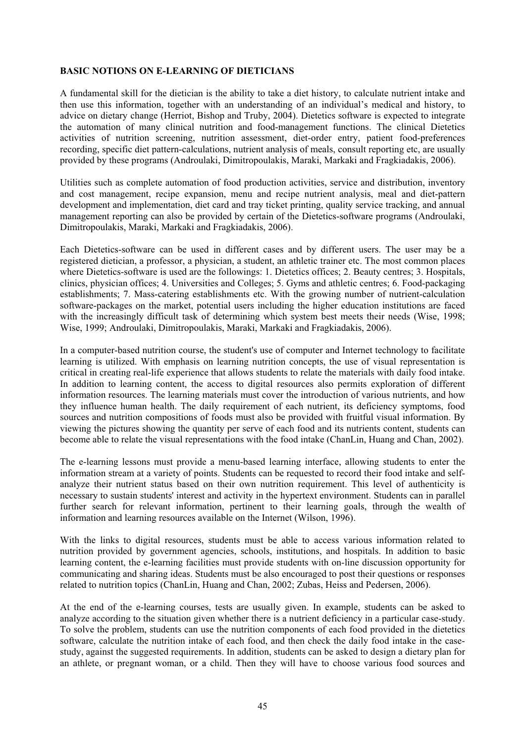## BASIC NOTIONS ON E-LEARNING OF DIETICIANS

A fundamental skill for the dietician is the ability to take a diet history, to calculate nutrient intake and then use this information, together with an understanding of an individual's medical and history, to advice on dietary change (Herriot, Bishop and Truby, 2004). Dietetics software is expected to integrate the automation of many clinical nutrition and food-management functions. The clinical Dietetics activities of nutrition screening, nutrition assessment, diet-order entry, patient food-preferences recording, specific diet pattern-calculations, nutrient analysis of meals, consult reporting etc, are usually provided by these programs (Androulaki, Dimitropoulakis, Maraki, Markaki and Fragkiadakis, 2006).

Utilities such as complete automation of food production activities, service and distribution, inventory and cost management, recipe expansion, menu and recipe nutrient analysis, meal and diet-pattern development and implementation, diet card and tray ticket printing, quality service tracking, and annual management reporting can also be provided by certain of the Dietetics-software programs (Androulaki, Dimitropoulakis, Maraki, Markaki and Fragkiadakis, 2006).

Each Dietetics-software can be used in different cases and by different users. The user may be a registered dietician, a professor, a physician, a student, an athletic trainer etc. The most common places where Dietetics-software is used are the followings: 1. Dietetics offices; 2. Beauty centres; 3. Hospitals, clinics, physician offices; 4. Universities and Colleges; 5. Gyms and athletic centres; 6. Food-packaging establishments; 7. Mass-catering establishments etc. With the growing number of nutrient-calculation software-packages on the market, potential users including the higher education institutions are faced with the increasingly difficult task of determining which system best meets their needs (Wise, 1998; Wise, 1999; Androulaki, Dimitropoulakis, Maraki, Markaki and Fragkiadakis, 2006).

In a computer-based nutrition course, the student's use of computer and Internet technology to facilitate learning is utilized. With emphasis on learning nutrition concepts, the use of visual representation is critical in creating real-life experience that allows students to relate the materials with daily food intake. In addition to learning content, the access to digital resources also permits exploration of different information resources. The learning materials must cover the introduction of various nutrients, and how they influence human health. The daily requirement of each nutrient, its deficiency symptoms, food sources and nutrition compositions of foods must also be provided with fruitful visual information. By viewing the pictures showing the quantity per serve of each food and its nutrients content, students can become able to relate the visual representations with the food intake (ChanLin, Huang and Chan, 2002).

The e-learning lessons must provide a menu-based learning interface, allowing students to enter the information stream at a variety of points. Students can be requested to record their food intake and self-analyze their nutrient status based on their own nutrition requirement. This level of authenticity is necessary to sustain students' interest and activity in the hypertext environment. Students can in parallel further search for relevant information, pertinent to their learning goals, through the wealth of information and learning resources available on the Internet (Wilson, 1996).

With the links to digital resources, students must be able to access various information related to nutrition provided by government agencies, schools, institutions, and hospitals. In addition to basic learning content, the e-learning facilities must provide students with on-line discussion opportunity for communicating and sharing ideas. Students must be also encouraged to post their questions or responses related to nutrition topics (ChanLin, Huang and Chan, 2002; Zubas, Heiss and Pedersen, 2006).

At the end of the e-learning courses, tests are usually given. In example, students can be asked to analyze according to the situation given whether there is a nutrient deficiency in a particular case-study. To solve the problem, students can use the nutrition components of each food provided in the dietetics software, calculate the nutrition intake of each food, and then check the daily food intake in the case-study, against the suggested requirements. In addition, students can be asked to design a dietary plan for an athlete, or pregnant woman, or a child. Then they will have to choose various food sources and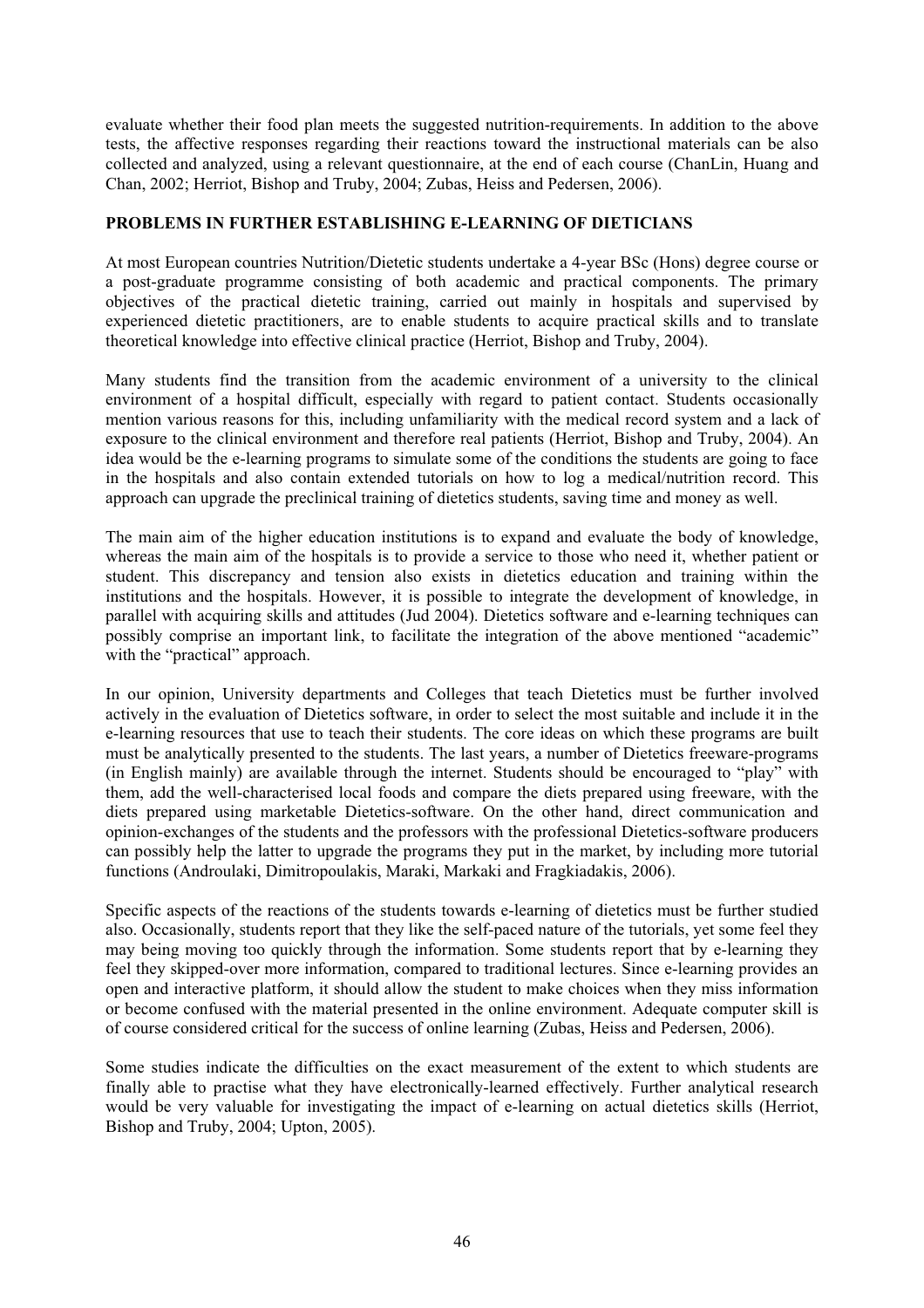evaluate whether their food plan meets the suggested nutrition-requirements. In addition to the above tests, the affective responses regarding their reactions toward the instructional materials can be also collected and analyzed, using a relevant questionnaire, at the end of each course (ChanLin, Huang and Chan, 2002; Herriot, Bishop and Truby, 2004; Zubas, Heiss and Pedersen, 2006).

## PROBLEMS IN FURTHER ESTABLISHING E-LEARNING OF DIETICIANS

At most European countries Nutrition/Dietetic students undertake a 4-year BSc (Hons) degree course or a post-graduate programme consisting of both academic and practical components. The primary objectives of the practical dietetic training, carried out mainly in hospitals and supervised by experienced dietetic practitioners, are to enable students to acquire practical skills and to translate theoretical knowledge into effective clinical practice (Herriot, Bishop and Truby, 2004).

Many students find the transition from the academic environment of a university to the clinical environment of a hospital difficult, especially with regard to patient contact. Students occasionally mention various reasons for this, including unfamiliarity with the medical record system and a lack of exposure to the clinical environment and therefore real patients (Herriot, Bishop and Truby, 2004). An idea would be the e-learning programs to simulate some of the conditions the students are going to face in the hospitals and also contain extended tutorials on how to log a medical/nutrition record. This approach can upgrade the preclinical training of dietetics students, saving time and money as well.

The main aim of the higher education institutions is to expand and evaluate the body of knowledge, whereas the main aim of the hospitals is to provide a service to those who need it, whether patient or student. This discrepancy and tension also exists in dietetics education and training within the institutions and the hospitals. However, it is possible to integrate the development of knowledge, in parallel with acquiring skills and attitudes (Jud 2004). Dietetics software and e-learning techniques can possibly comprise an important link, to facilitate the integration of the above mentioned "academic" with the "practical" approach.

In our opinion, University departments and Colleges that teach Dietetics must be further involved actively in the evaluation of Dietetics software, in order to select the most suitable and include it in the e-learning resources that use to teach their students. The core ideas on which these programs are built must be analytically presented to the students. The last years, a number of Dietetics freeware-programs (in English mainly) are available through the internet. Students should be encouraged to "play" with them, add the well-characterised local foods and compare the diets prepared using freeware, with the diets prepared using marketable Dietetics-software. On the other hand, direct communication and opinion-exchanges of the students and the professors with the professional Dietetics-software producers can possibly help the latter to upgrade the programs they put in the market, by including more tutorial functions (Androulaki, Dimitropoulakis, Maraki, Markaki and Fragkiadakis, 2006).

Specific aspects of the reactions of the students towards e-learning of dietetics must be further studied also. Occasionally, students report that they like the self-paced nature of the tutorials, yet some feel they may being moving too quickly through the information. Some students report that by e-learning they feel they skipped-over more information, compared to traditional lectures. Since e-learning provides an open and interactive platform, it should allow the student to make choices when they miss information or become confused with the material presented in the online environment. Adequate computer skill is of course considered critical for the success of online learning (Zubas, Heiss and Pedersen, 2006).

Some studies indicate the difficulties on the exact measurement of the extent to which students are finally able to practise what they have electronically-learned effectively. Further analytical research would be very valuable for investigating the impact of e-learning on actual dietetics skills (Herriot, Bishop and Truby, 2004; Upton, 2005).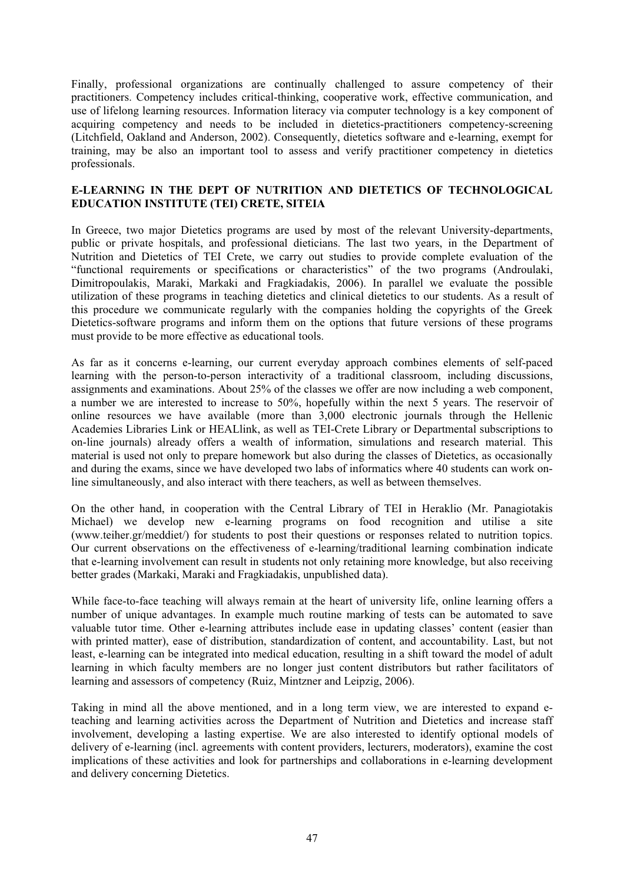Finally, professional organizations are continually challenged to assure competency of their practitioners. Competency includes critical-thinking, cooperative work, effective communication, and use of lifelong learning resources. Information literacy via computer technology is a key component of acquiring competency and needs to be included in dietetics-practitioners competency-screening (Litchfield, Oakland and Anderson, 2002). Consequently, dietetics software and e-learning, exempt for training, may be also an important tool to assess and verify practitioner competency in dietetics professionals.

## E-LEARNING IN THE DEPT OF NUTRITION AND DIETETICS OF TECHNOLOGICAL EDUCATION INSTITUTE (TEI) CRETE, SITEIA

In Greece, two major Dietetics programs are used by most of the relevant University-departments, public or private hospitals, and professional dieticians. The last two years, in the Department of Nutrition and Dietetics of TEI Crete, we carry out studies to provide complete evaluation of the "functional requirements or specifications or characteristics" of the two programs (Androulaki, Dimitropoulakis, Maraki, Markaki and Fragkiadakis, 2006). In parallel we evaluate the possible utilization of these programs in teaching dietetics and clinical dietetics to our students. As a result of this procedure we communicate regularly with the companies holding the copyrights of the Greek Dietetics-software programs and inform them on the options that future versions of these programs must provide to be more effective as educational tools.

As far as it concerns e-learning, our current everyday approach combines elements of self-paced learning with the person-to-person interactivity of a traditional classroom, including discussions, assignments and examinations. About 25% of the classes we offer are now including a web component, a number we are interested to increase to 50%, hopefully within the next 5 years. The reservoir of online resources we have available (more than 3,000 electronic journals through the Hellenic Academies Libraries Link or HEALlink, as well as TEI-Crete Library or Departmental subscriptions to on-line journals) already offers a wealth of information, simulations and research material. This material is used not only to prepare homework but also during the classes of Dietetics, as occasionally and during the exams, since we have developed two labs of informatics where 40 students can work on-line simultaneously, and also interact with there teachers, as well as between themselves.

On the other hand, in cooperation with the Central Library of TEI in Heraklio (Mr. Panagiotakis Michael) we develop new e-learning programs on food recognition and utilise a site (www.teiher.gr/meddiet/) for students to post their questions or responses related to nutrition topics. Our current observations on the effectiveness of e-learning/traditional learning combination indicate that e-learning involvement can result in students not only retaining more knowledge, but also receiving better grades (Markaki, Maraki and Fragkiadakis, unpublished data).

While face-to-face teaching will always remain at the heart of university life, online learning offers a number of unique advantages. In example much routine marking of tests can be automated to save valuable tutor time. Other e-learning attributes include ease in updating classes' content (easier than with printed matter), ease of distribution, standardization of content, and accountability. Last, but not least, e-learning can be integrated into medical education, resulting in a shift toward the model of adult learning in which faculty members are no longer just content distributors but rather facilitators of learning and assessors of competency (Ruiz, Mintzner and Leipzig, 2006).

Taking in mind all the above mentioned, and in a long term view, we are interested to expand e-teaching and learning activities across the Department of Nutrition and Dietetics and increase staff involvement, developing a lasting expertise. We are also interested to identify optional models of delivery of e-learning (incl. agreements with content providers, lecturers, moderators), examine the cost implications of these activities and look for partnerships and collaborations in e-learning development and delivery concerning Dietetics.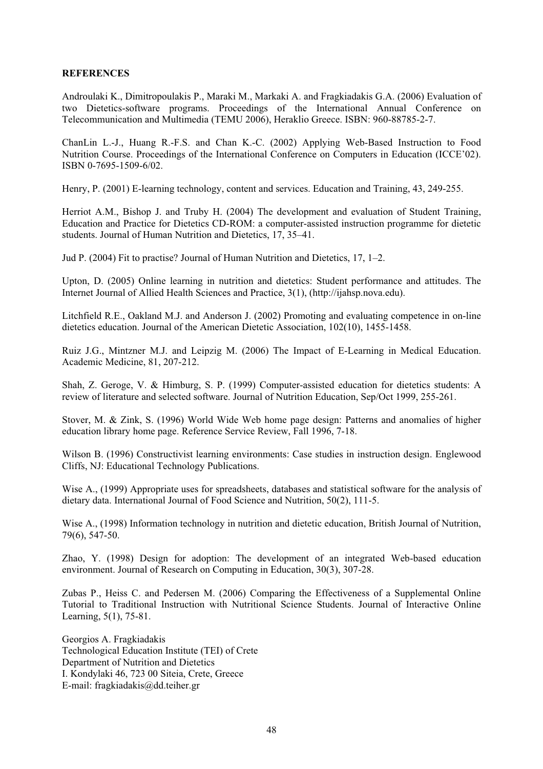**REFERENCES**

Androulaki K., Dimitropoulakis P., Maraki M., Markaki A. and Fragkiadakis G.A. (2006) Evaluation of two Dietetics-software programs. Proceedings of the International Annual Conference on Telecommunication and Multimedia (TEMU 2006), Heraklio Greece. ISBN: 960-88785-2-7.

ChanLin L.-J., Huang R.-F.S. and Chan K.-C. (2002) Applying Web-Based Instruction to Food Nutrition Course. Proceedings of the International Conference on Computers in Education (ICCE'02). ISBN 0-7695-1509-6/02.

Henry, P. (2001) E-learning technology, content and services. Education and Training, 43, 249-255.

Herriot A.M., Bishop J. and Truby H. (2004) The development and evaluation of Student Training, Education and Practice for Dietetics CD-ROM: a computer-assisted instruction programme for dietetic students. Journal of Human Nutrition and Dietetics, 17, 35–41.

Jud P. (2004) Fit to practise? Journal of Human Nutrition and Dietetics, 17, 1–2.

Upton, D. (2005) Online learning in nutrition and dietetics: Student performance and attitudes. The Internet Journal of Allied Health Sciences and Practice, 3(1), (http://ijahsp.nova.edu).

Litchfield R.E., Oakland M.J. and Anderson J. (2002) Promoting and evaluating competence in on-line dietetics education. Journal of the American Dietetic Association, 102(10), 1455-1458.

Ruiz J.G., Mintzner M.J. and Leipzig M. (2006) The Impact of E-Learning in Medical Education. Academic Medicine, 81, 207-212.

Shah, Z. Geroge, V. & Himburg, S. P. (1999) Computer-assisted education for dietetics students: A review of literature and selected software. Journal of Nutrition Education, Sep/Oct 1999, 255-261.

Stover, M. & Zink, S. (1996) World Wide Web home page design: Patterns and anomalies of higher education library home page. Reference Service Review, Fall 1996, 7-18.

Wilson B. (1996) Constructivist learning environments: Case studies in instruction design. Englewood Cliffs, NJ: Educational Technology Publications.

Wise A., (1999) Appropriate uses for spreadsheets, databases and statistical software for the analysis of dietary data. International Journal of Food Science and Nutrition, 50(2), 111-5.

Wise A., (1998) Information technology in nutrition and dietetic education, British Journal of Nutrition, 79(6), 547-50.

Zhao, Y. (1998) Design for adoption: The development of an integrated Web-based education environment. Journal of Research on Computing in Education, 30(3), 307-28.

Zubas P., Heiss C. and Pedersen M. (2006) Comparing the Effectiveness of a Supplemental Online Tutorial to Traditional Instruction with Nutritional Science Students. Journal of Interactive Online Learning, 5(1), 75-81.

Georgios A. Fragkiadakis
Technological Education Institute (TEI) of Crete
Department of Nutrition and Dietetics
I. Kondylaki 46, 723 00 Siteia, Crete, Greece
E-mail: fragkiadakis@dd.teiher.gr